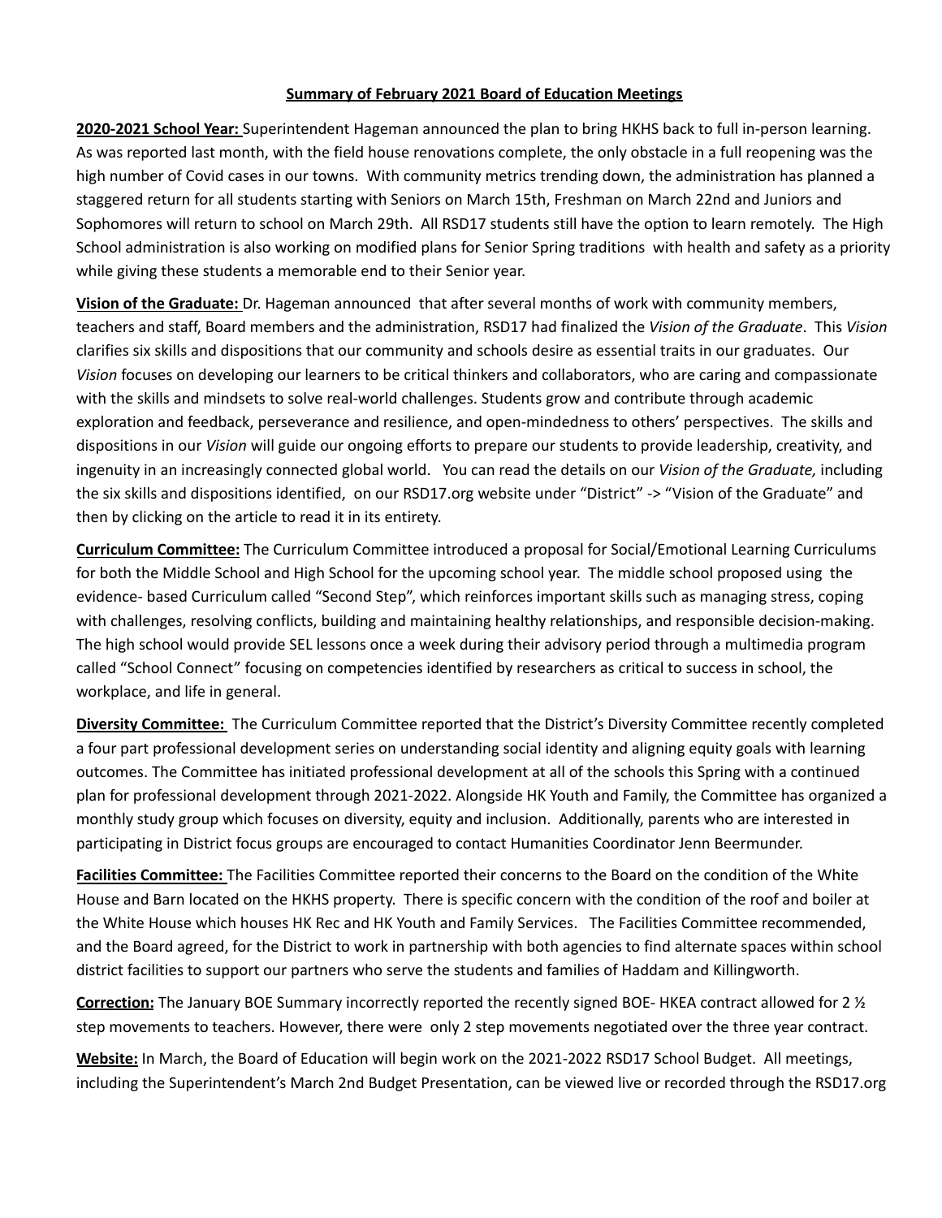**Summary of February 2021 Board of Education Meetings**

**2020-2021 School Year:** Superintendent Hageman announced the plan to bring HKHS back to full in-person learning. As was reported last month, with the field house renovations complete, the only obstacle in a full reopening was the high number of Covid cases in our towns. With community metrics trending down, the administration has planned a staggered return for all students starting with Seniors on March 15th, Freshman on March 22nd and Juniors and Sophomores will return to school on March 29th. All RSD17 students still have the option to learn remotely. The High School administration is also working on modified plans for Senior Spring traditions with health and safety as a priority while giving these students a memorable end to their Senior year.

**Vision of the Graduate:** Dr. Hageman announced that after several months of work with community members, teachers and staff, Board members and the administration, RSD17 had finalized the *Vision of the Graduate*. This *Vision* clarifies six skills and dispositions that our community and schools desire as essential traits in our graduates. Our *Vision* focuses on developing our learners to be critical thinkers and collaborators, who are caring and compassionate with the skills and mindsets to solve real-world challenges. Students grow and contribute through academic exploration and feedback, perseverance and resilience, and open-mindedness to others' perspectives. The skills and dispositions in our *Vision* will guide our ongoing efforts to prepare our students to provide leadership, creativity, and ingenuity in an increasingly connected global world. You can read the details on our *Vision of the Graduate,* including the six skills and dispositions identified, on our RSD17.org website under "District" -> "Vision of the Graduate" and then by clicking on the article to read it in its entirety.

**Curriculum Committee:** The Curriculum Committee introduced a proposal for Social/Emotional Learning Curriculums for both the Middle School and High School for the upcoming school year. The middle school proposed using the evidence- based Curriculum called "Second Step", which reinforces important skills such as managing stress, coping with challenges, resolving conflicts, building and maintaining healthy relationships, and responsible decision-making. The high school would provide SEL lessons once a week during their advisory period through a multimedia program called "School Connect" focusing on competencies identified by researchers as critical to success in school, the workplace, and life in general.

**Diversity Committee:** The Curriculum Committee reported that the District's Diversity Committee recently completed a four part professional development series on understanding social identity and aligning equity goals with learning outcomes. The Committee has initiated professional development at all of the schools this Spring with a continued plan for professional development through 2021-2022. Alongside HK Youth and Family, the Committee has organized a monthly study group which focuses on diversity, equity and inclusion. Additionally, parents who are interested in participating in District focus groups are encouraged to contact Humanities Coordinator Jenn Beermunder.

**Facilities Committee:** The Facilities Committee reported their concerns to the Board on the condition of the White House and Barn located on the HKHS property. There is specific concern with the condition of the roof and boiler at the White House which houses HK Rec and HK Youth and Family Services. The Facilities Committee recommended, and the Board agreed, for the District to work in partnership with both agencies to find alternate spaces within school district facilities to support our partners who serve the students and families of Haddam and Killingworth.

**Correction:** The January BOE Summary incorrectly reported the recently signed BOE- HKEA contract allowed for 2 ½ step movements to teachers. However, there were only 2 step movements negotiated over the three year contract.

**Website:** In March, the Board of Education will begin work on the 2021-2022 RSD17 School Budget. All meetings, including the Superintendent's March 2nd Budget Presentation, can be viewed live or recorded through the RSD17.org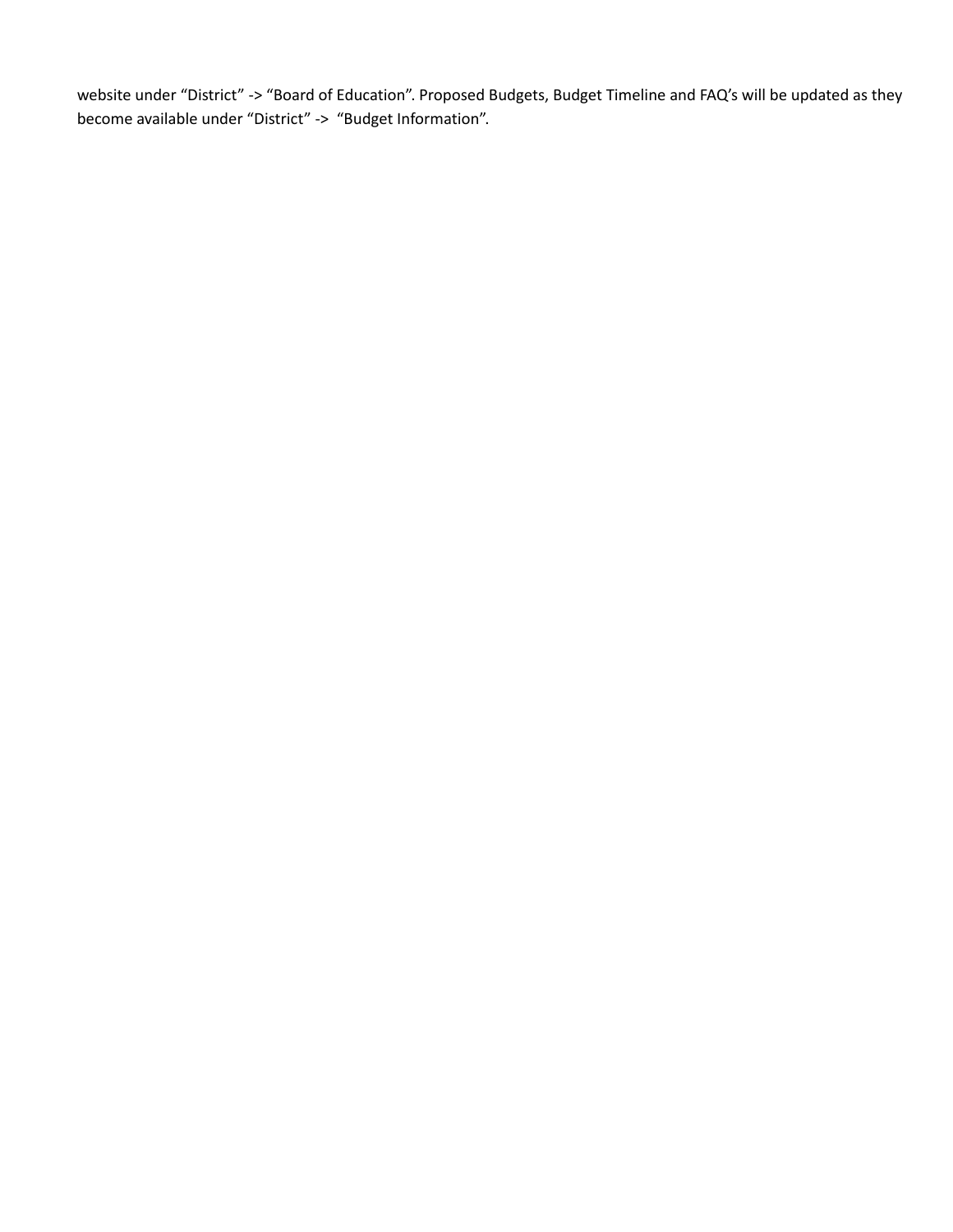website under “District” -> “Board of Education”. Proposed Budgets, Budget Timeline and FAQ’s will be updated as they become available under “District” -> “Budget Information”.